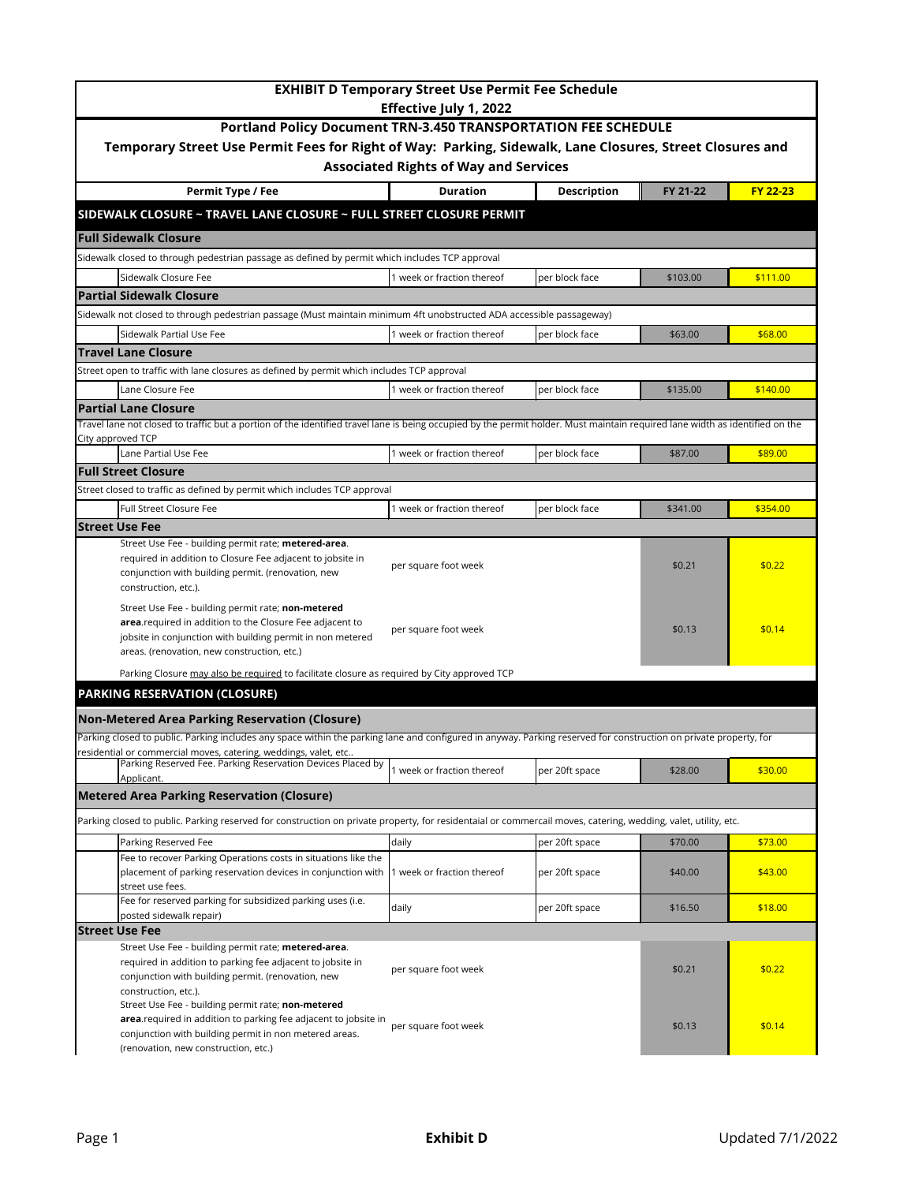**EXHIBIT D Temporary Street Use Permit Fee Schedule**
**Effective July 1, 2022**

**Portland Policy Document TRN-3.450 TRANSPORTATION FEE SCHEDULE**

**Temporary Street Use Permit Fees for Right of Way: Parking, Sidewalk, Lane Closures, Street Closures and Associated Rights of Way and Services**

| Permit Type / Fee | Duration | Description | FY 21-22 | FY 22-23 |
|---|---|---|---|---|
| **SIDEWALK CLOSURE ~ TRAVEL LANE CLOSURE ~ FULL STREET CLOSURE PERMIT** | | | | |
| **Full Sidewalk Closure** | | | | |
| Sidewalk closed to through pedestrian passage as defined by permit which includes TCP approval | | | | |
| Sidewalk Closure Fee | 1 week or fraction thereof | per block face | $103.00 | $111.00 |
| **Partial Sidewalk Closure** | | | | |
| Sidewalk not closed to through pedestrian passage (Must maintain minimum 4ft unobstructed ADA accessible passageway) | | | | |
| Sidewalk Partial Use Fee | 1 week or fraction thereof | per block face | $63.00 | $68.00 |
| **Travel Lane Closure** | | | | |
| Street open to traffic with lane closures as defined by permit which includes TCP approval | | | | |
| Lane Closure Fee | 1 week or fraction thereof | per block face | $135.00 | $140.00 |
| **Partial Lane Closure** | | | | |
| Travel lane not closed to traffic but a portion of the identified travel lane is being occupied by the permit holder. Must maintain required lane width as identified on the City approved TCP | | | | |
| Lane Partial Use Fee | 1 week or fraction thereof | per block face | $87.00 | $89.00 |
| **Full Street Closure** | | | | |
| Street closed to traffic as defined by permit which includes TCP approval | | | | |
| Full Street Closure Fee | 1 week or fraction thereof | per block face | $341.00 | $354.00 |
| **Street Use Fee** | | | | |
| Street Use Fee - building permit rate; **metered-area**. required in addition to Closure Fee adjacent to jobsite in conjunction with building permit. (renovation, new construction, etc.). | per square foot week | | $0.21 | $0.22 |
| Street Use Fee - building permit rate; **non-metered area**.required in addition to the Closure Fee adjacent to jobsite in conjunction with building permit in non metered areas. (renovation, new construction, etc.) | per square foot week | | $0.13 | $0.14 |
| Parking Closure may also be required to facilitate closure as required by City approved TCP | | | | |
| **PARKING RESERVATION (CLOSURE)** | | | | |
| **Non-Metered Area Parking Reservation (Closure)** | | | | |
| Parking closed to public. Parking includes any space within the parking lane and configured in anyway. Parking reserved for construction on private property, for residential or commercial moves, catering, weddings, valet, etc.. | | | | |
| Parking Reserved Fee. Parking Reservation Devices Placed by Applicant. | 1 week or fraction thereof | per 20ft space | $28.00 | $30.00 |
| **Metered Area Parking Reservation (Closure)** | | | | |
| Parking closed to public. Parking reserved for construction on private property, for residentaial or commercail moves, catering, wedding, valet, utility, etc. | | | | |
| Parking Reserved Fee | daily | per 20ft space | $70.00 | $73.00 |
| Fee to recover Parking Operations costs in situations like the placement of parking reservation devices in conjunction with street use fees. | 1 week or fraction thereof | per 20ft space | $40.00 | $43.00 |
| Fee for reserved parking for subsidized parking uses (i.e. posted sidewalk repair) | daily | per 20ft space | $16.50 | $18.00 |
| **Street Use Fee** | | | | |
| Street Use Fee - building permit rate; **metered-area**. required in addition to parking fee adjacent to jobsite in conjunction with building permit. (renovation, new construction, etc.). | per square foot week | | $0.21 | $0.22 |
| Street Use Fee - building permit rate; **non-metered area**.required in addition to parking fee adjacent to jobsite in conjunction with building permit in non metered areas. (renovation, new construction, etc.) | per square foot week | | $0.13 | $0.14 |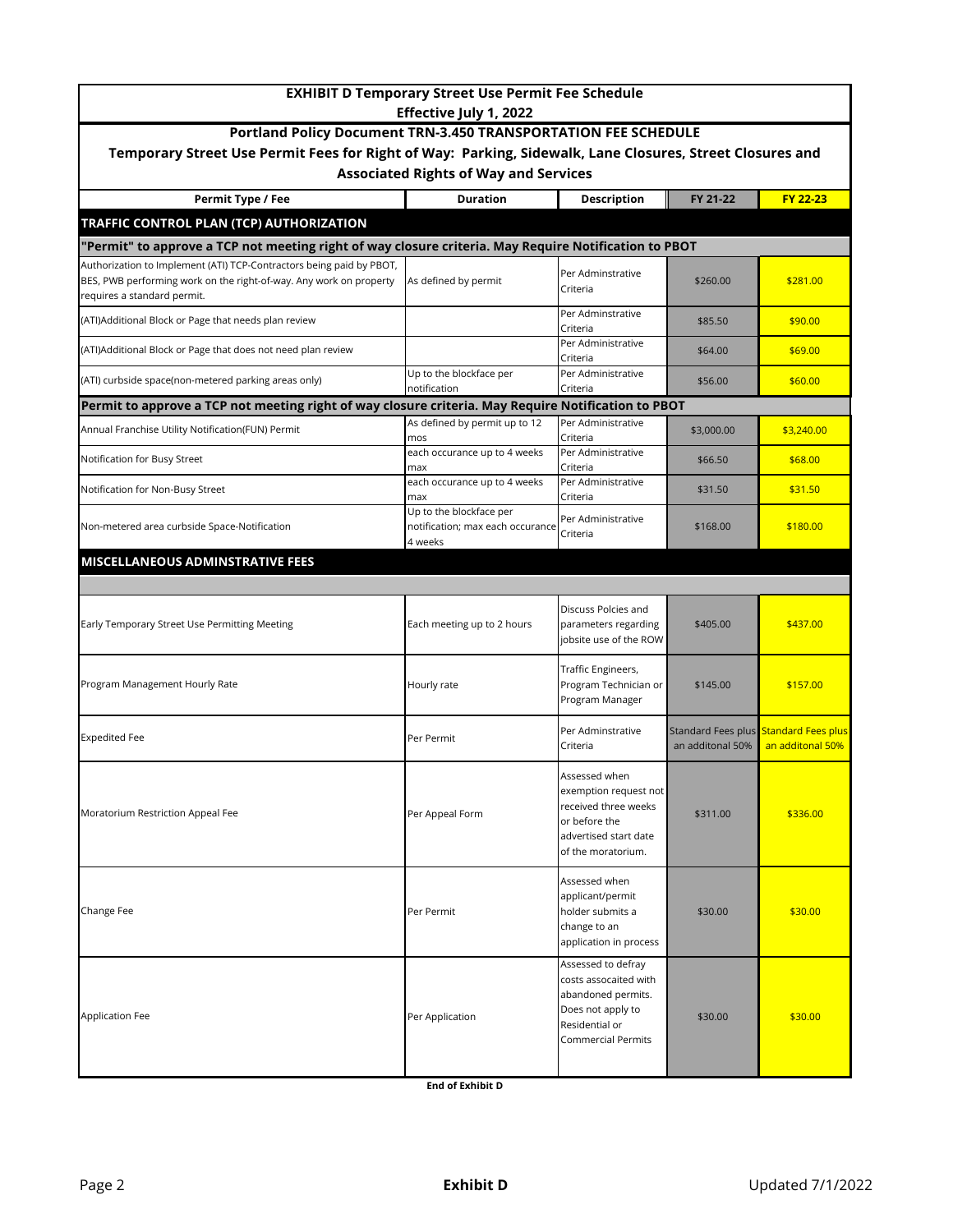# EXHIBIT D Temporary Street Use Permit Fee Schedule

**Effective July 1, 2022**

**Portland Policy Document TRN-3.450 TRANSPORTATION FEE SCHEDULE**

**Temporary Street Use Permit Fees for Right of Way: Parking, Sidewalk, Lane Closures, Street Closures and Associated Rights of Way and Services**

| Permit Type / Fee | Duration | Description | FY 21-22 | FY 22-23 |
|---|---|---|---|---|
| **TRAFFIC CONTROL PLAN (TCP) AUTHORIZATION** | | | | |
| **"Permit" to approve a TCP not meeting right of way closure criteria. May Require Notification to PBOT** | | | | |
| Authorization to Implement (ATI) TCP-Contractors being paid by PBOT, BES, PWB performing work on the right-of-way. Any work on property requires a standard permit. | As defined by permit | Per Adminstrative Criteria | $260.00 | $281.00 |
| (ATI)Additional Block or Page that needs plan review | | Per Adminstrative Criteria | $85.50 | $90.00 |
| (ATI)Additional Block or Page that does not need plan review | | Per Administrative Criteria | $64.00 | $69.00 |
| (ATI) curbside space(non-metered parking areas only) | Up to the blockface per notification | Per Administrative Criteria | $56.00 | $60.00 |
| **Permit to approve a TCP not meeting right of way closure criteria. May Require Notification to PBOT** | | | | |
| Annual Franchise Utility Notification(FUN) Permit | As defined by permit up to 12 mos | Per Administrative Criteria | $3,000.00 | $3,240.00 |
| Notification for Busy Street | each occurance up to 4 weeks max | Per Administrative Criteria | $66.50 | $68.00 |
| Notification for Non-Busy Street | each occurance up to 4 weeks max | Per Administrative Criteria | $31.50 | $31.50 |
| Non-metered area curbside Space-Notification | Up to the blockface per notification; max each occurance 4 weeks | Per Administrative Criteria | $168.00 | $180.00 |
| **MISCELLANEOUS ADMINSTRATIVE FEES** | | | | |
| Early Temporary Street Use Permitting Meeting | Each meeting up to 2 hours | Discuss Polcies and parameters regarding jobsite use of the ROW | $405.00 | $437.00 |
| Program Management Hourly Rate | Hourly rate | Traffic Engineers, Program Technician or Program Manager | $145.00 | $157.00 |
| Expedited Fee | Per Permit | Per Adminstrative Criteria | Standard Fees plus an additonal 50% | Standard Fees plus an additonal 50% |
| Moratorium Restriction Appeal Fee | Per Appeal Form | Assessed when exemption request not received three weeks or before the advertised start date of the moratorium. | $311.00 | $336.00 |
| Change Fee | Per Permit | Assessed when applicant/permit holder submits a change to an application in process | $30.00 | $30.00 |
| Application Fee | Per Application | Assessed to defray costs assocaited with abandoned permits. Does not apply to Residential or Commercial Permits | $30.00 | $30.00 |

**End of Exhibit D**